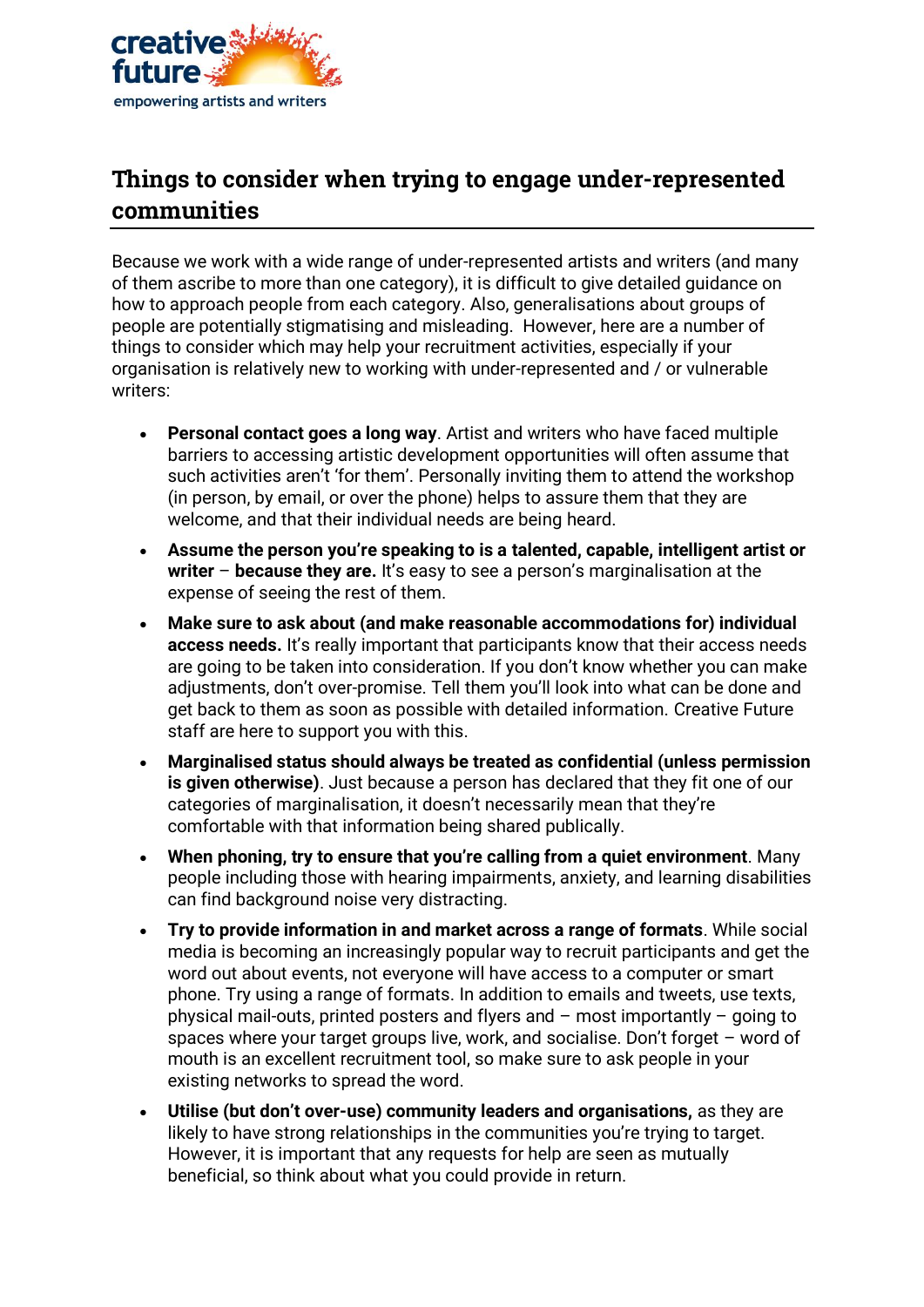creative future
empowering artists and writers

# Things to consider when trying to engage under-represented communities

Because we work with a wide range of under-represented artists and writers (and many of them ascribe to more than one category), it is difficult to give detailed guidance on how to approach people from each category. Also, generalisations about groups of people are potentially stigmatising and misleading. However, here are a number of things to consider which may help your recruitment activities, especially if your organisation is relatively new to working with under-represented and / or vulnerable writers:

- **Personal contact goes a long way**. Artist and writers who have faced multiple barriers to accessing artistic development opportunities will often assume that such activities aren't 'for them'. Personally inviting them to attend the workshop (in person, by email, or over the phone) helps to assure them that they are welcome, and that their individual needs are being heard.
- **Assume the person you're speaking to is a talented, capable, intelligent artist or writer** – **because they are.** It's easy to see a person's marginalisation at the expense of seeing the rest of them.
- **Make sure to ask about (and make reasonable accommodations for) individual access needs.** It's really important that participants know that their access needs are going to be taken into consideration. If you don't know whether you can make adjustments, don't over-promise. Tell them you'll look into what can be done and get back to them as soon as possible with detailed information. Creative Future staff are here to support you with this.
- **Marginalised status should always be treated as confidential (unless permission is given otherwise)**. Just because a person has declared that they fit one of our categories of marginalisation, it doesn't necessarily mean that they're comfortable with that information being shared publically.
- **When phoning, try to ensure that you're calling from a quiet environment**. Many people including those with hearing impairments, anxiety, and learning disabilities can find background noise very distracting.
- **Try to provide information in and market across a range of formats**. While social media is becoming an increasingly popular way to recruit participants and get the word out about events, not everyone will have access to a computer or smart phone. Try using a range of formats. In addition to emails and tweets, use texts, physical mail-outs, printed posters and flyers and – most importantly – going to spaces where your target groups live, work, and socialise. Don't forget – word of mouth is an excellent recruitment tool, so make sure to ask people in your existing networks to spread the word.
- **Utilise (but don't over-use) community leaders and organisations,** as they are likely to have strong relationships in the communities you're trying to target. However, it is important that any requests for help are seen as mutually beneficial, so think about what you could provide in return.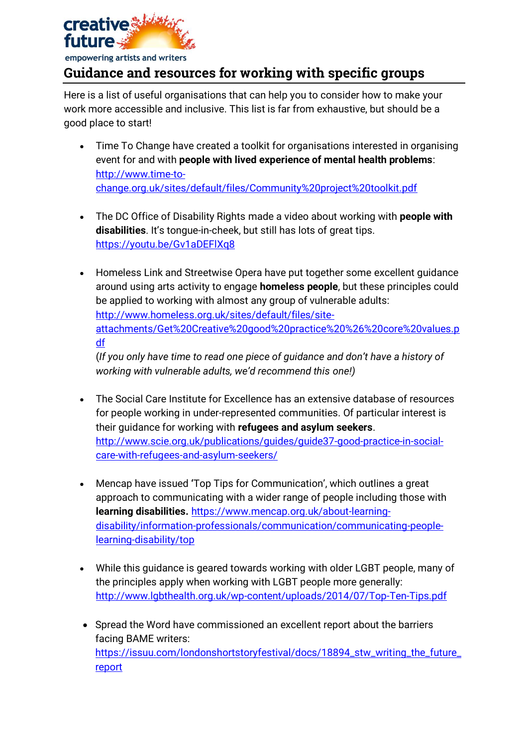creative future
empowering artists and writers

# Guidance and resources for working with specific groups

Here is a list of useful organisations that can help you to consider how to make your work more accessible and inclusive. This list is far from exhaustive, but should be a good place to start!

- Time To Change have created a toolkit for organisations interested in organising event for and with **people with lived experience of mental health problems**: http://www.time-to-change.org.uk/sites/default/files/Community%20project%20toolkit.pdf

- The DC Office of Disability Rights made a video about working with **people with disabilities**. It's tongue-in-cheek, but still has lots of great tips. https://youtu.be/Gv1aDEFIXq8

- Homeless Link and Streetwise Opera have put together some excellent guidance around using arts activity to engage **homeless people**, but these principles could be applied to working with almost any group of vulnerable adults: http://www.homeless.org.uk/sites/default/files/site-attachments/Get%20Creative%20good%20practice%20%26%20core%20values.pdf
  (*If you only have time to read one piece of guidance and don't have a history of working with vulnerable adults, we'd recommend this one!*)

- The Social Care Institute for Excellence has an extensive database of resources for people working in under-represented communities. Of particular interest is their guidance for working with **refugees and asylum seekers**. http://www.scie.org.uk/publications/guides/guide37-good-practice-in-social-care-with-refugees-and-asylum-seekers/

- Mencap have issued 'Top Tips for Communication', which outlines a great approach to communicating with a wider range of people including those with **learning disabilities.** https://www.mencap.org.uk/about-learning-disability/information-professionals/communication/communicating-people-learning-disability/top

- While this guidance is geared towards working with older LGBT people, many of the principles apply when working with LGBT people more generally: http://www.lgbthealth.org.uk/wp-content/uploads/2014/07/Top-Ten-Tips.pdf

- Spread the Word have commissioned an excellent report about the barriers facing BAME writers: https://issuu.com/londonshortstoryfestival/docs/18894_stw_writing_the_future_report